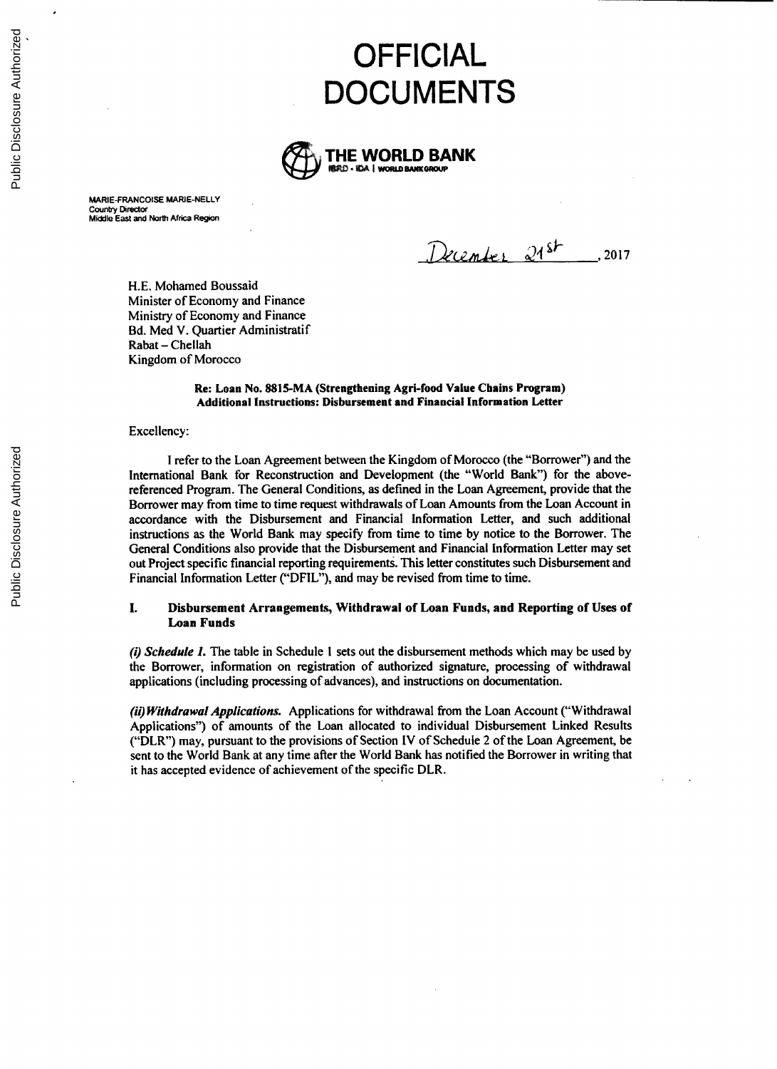# OFFICIAL DOCUMENTS

**THE WORLD BANK**
IBRD • IDA | WORLD BANK GROUP

MARIE-FRANCOISE MARIE-NELLY
Country Director
Middle East and North Africa Region

December 21st, 2017

H.E. Mohamed Boussaid
Minister of Economy and Finance
Ministry of Economy and Finance
Bd. Med V. Quartier Administratif
Rabat – Chellah
Kingdom of Morocco

**Re: Loan No. 8815-MA (Strengthening Agri-food Value Chains Program)**
**Additional Instructions: Disbursement and Financial Information Letter**

Excellency:

I refer to the Loan Agreement between the Kingdom of Morocco (the "Borrower") and the International Bank for Reconstruction and Development (the "World Bank") for the above-referenced Program. The General Conditions, as defined in the Loan Agreement, provide that the Borrower may from time to time request withdrawals of Loan Amounts from the Loan Account in accordance with the Disbursement and Financial Information Letter, and such additional instructions as the World Bank may specify from time to time by notice to the Borrower. The General Conditions also provide that the Disbursement and Financial Information Letter may set out Project specific financial reporting requirements. This letter constitutes such Disbursement and Financial Information Letter ("DFIL"), and may be revised from time to time.

## I. Disbursement Arrangements, Withdrawal of Loan Funds, and Reporting of Uses of Loan Funds

***(i) Schedule 1.*** The table in Schedule 1 sets out the disbursement methods which may be used by the Borrower, information on registration of authorized signature, processing of withdrawal applications (including processing of advances), and instructions on documentation.

***(ii) Withdrawal Applications.*** Applications for withdrawal from the Loan Account ("Withdrawal Applications") of amounts of the Loan allocated to individual Disbursement Linked Results ("DLR") may, pursuant to the provisions of Section IV of Schedule 2 of the Loan Agreement, be sent to the World Bank at any time after the World Bank has notified the Borrower in writing that it has accepted evidence of achievement of the specific DLR.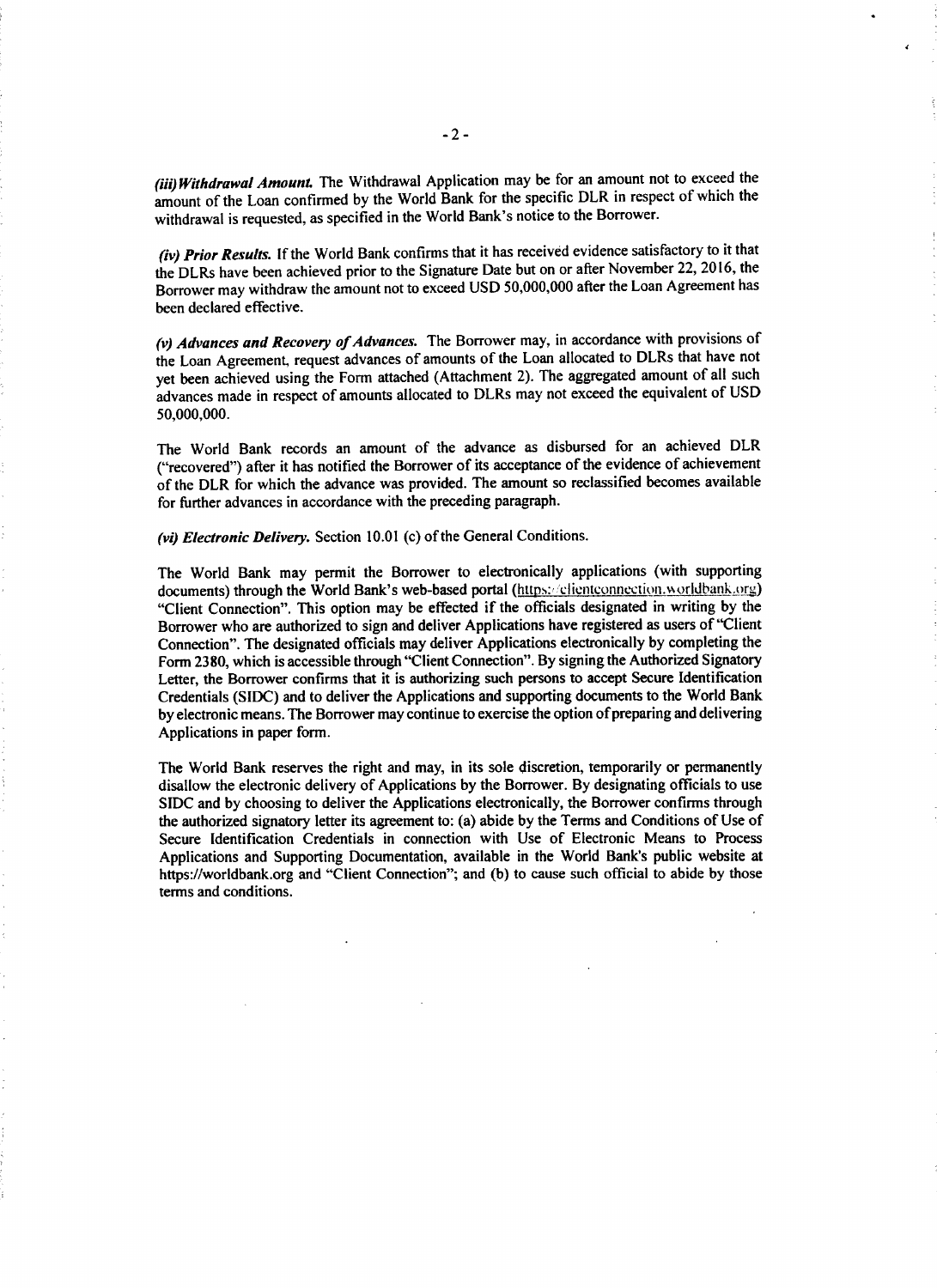*(iii) Withdrawal Amount.* The Withdrawal Application may be for an amount not to exceed the amount of the Loan confirmed by the World Bank for the specific DLR in respect of which the withdrawal is requested, as specified in the World Bank's notice to the Borrower.

*(iv) Prior Results.* If the World Bank confirms that it has received evidence satisfactory to it that the DLRs have been achieved prior to the Signature Date but on or after November 22, 2016, the Borrower may withdraw the amount not to exceed USD 50,000,000 after the Loan Agreement has been declared effective.

*(v) Advances and Recovery of Advances.* The Borrower may, in accordance with provisions of the Loan Agreement, request advances of amounts of the Loan allocated to DLRs that have not yet been achieved using the Form attached (Attachment 2). The aggregated amount of all such advances made in respect of amounts allocated to DLRs may not exceed the equivalent of USD 50,000,000.

The World Bank records an amount of the advance as disbursed for an achieved DLR ("recovered") after it has notified the Borrower of its acceptance of the evidence of achievement of the DLR for which the advance was provided. The amount so reclassified becomes available for further advances in accordance with the preceding paragraph.

*(vi) Electronic Delivery.* Section 10.01 (c) of the General Conditions.

The World Bank may permit the Borrower to electronically applications (with supporting documents) through the World Bank's web-based portal (https://clientconnection.worldbank.org) "Client Connection". This option may be effected if the officials designated in writing by the Borrower who are authorized to sign and deliver Applications have registered as users of "Client Connection". The designated officials may deliver Applications electronically by completing the Form 2380, which is accessible through "Client Connection". By signing the Authorized Signatory Letter, the Borrower confirms that it is authorizing such persons to accept Secure Identification Credentials (SIDC) and to deliver the Applications and supporting documents to the World Bank by electronic means. The Borrower may continue to exercise the option of preparing and delivering Applications in paper form.

The World Bank reserves the right and may, in its sole discretion, temporarily or permanently disallow the electronic delivery of Applications by the Borrower. By designating officials to use SIDC and by choosing to deliver the Applications electronically, the Borrower confirms through the authorized signatory letter its agreement to: (a) abide by the Terms and Conditions of Use of Secure Identification Credentials in connection with Use of Electronic Means to Process Applications and Supporting Documentation, available in the World Bank's public website at https://worldbank.org and "Client Connection"; and (b) to cause such official to abide by those terms and conditions.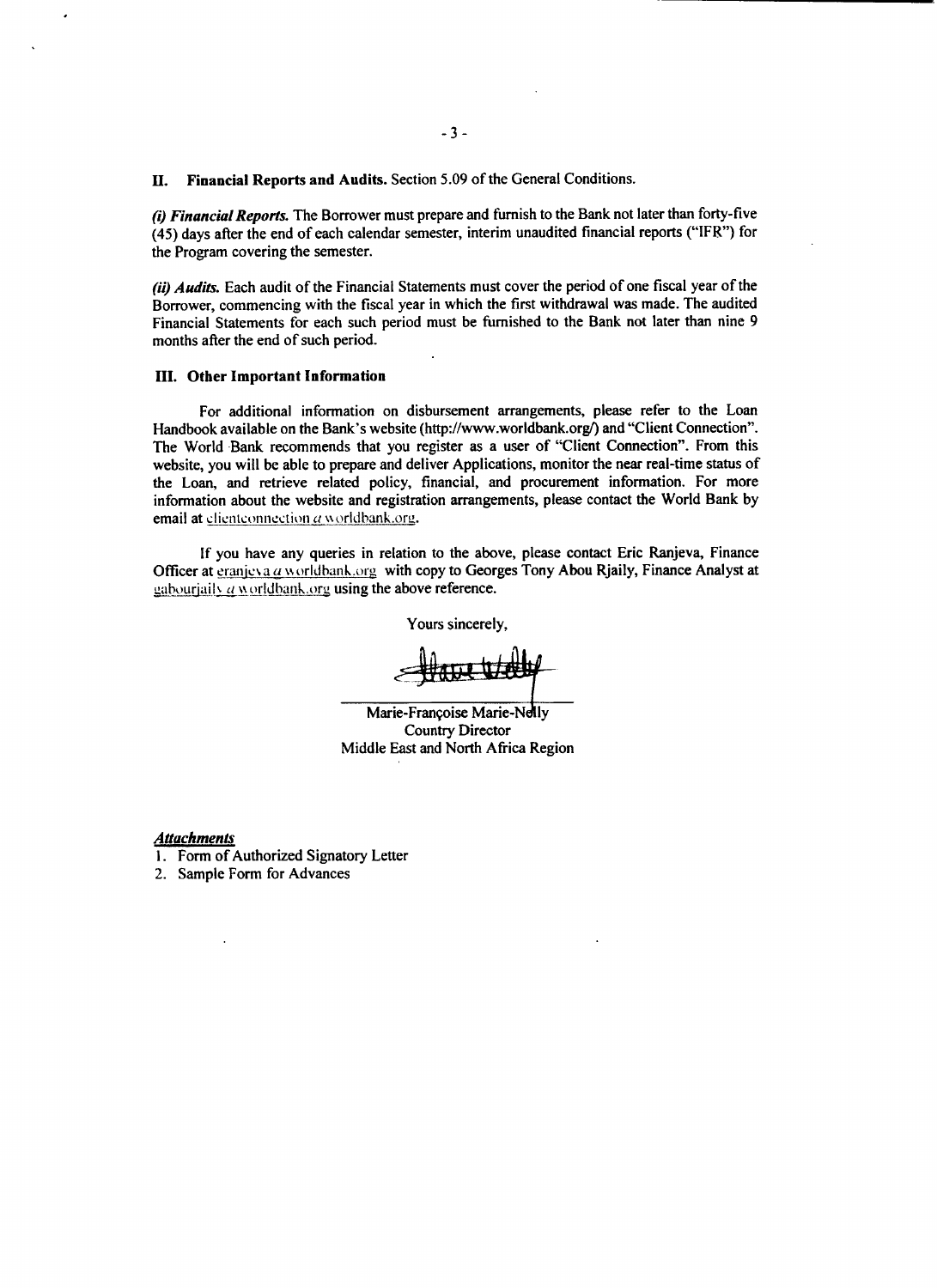**II. Financial Reports and Audits.** Section 5.09 of the General Conditions.

***(i) Financial Reports.*** The Borrower must prepare and furnish to the Bank not later than forty-five (45) days after the end of each calendar semester, interim unaudited financial reports ("IFR") for the Program covering the semester.

***(ii) Audits.*** Each audit of the Financial Statements must cover the period of one fiscal year of the Borrower, commencing with the fiscal year in which the first withdrawal was made. The audited Financial Statements for each such period must be furnished to the Bank not later than nine 9 months after the end of such period.

**III. Other Important Information**

For additional information on disbursement arrangements, please refer to the Loan Handbook available on the Bank's website (http://www.worldbank.org/) and "Client Connection". The World Bank recommends that you register as a user of "Client Connection". From this website, you will be able to prepare and deliver Applications, monitor the near real-time status of the Loan, and retrieve related policy, financial, and procurement information. For more information about the website and registration arrangements, please contact the World Bank by email at clientconnection@worldbank.org.

If you have any queries in relation to the above, please contact Eric Ranjeva, Finance Officer at eranjeva@worldbank.org with copy to Georges Tony Abou Rjaily, Finance Analyst at gabourjaily@worldbank.org using the above reference.

Yours sincerely,

Marie-Françoise Marie-Nelly
Country Director
Middle East and North Africa Region

***Attachments***

1. Form of Authorized Signatory Letter
2. Sample Form for Advances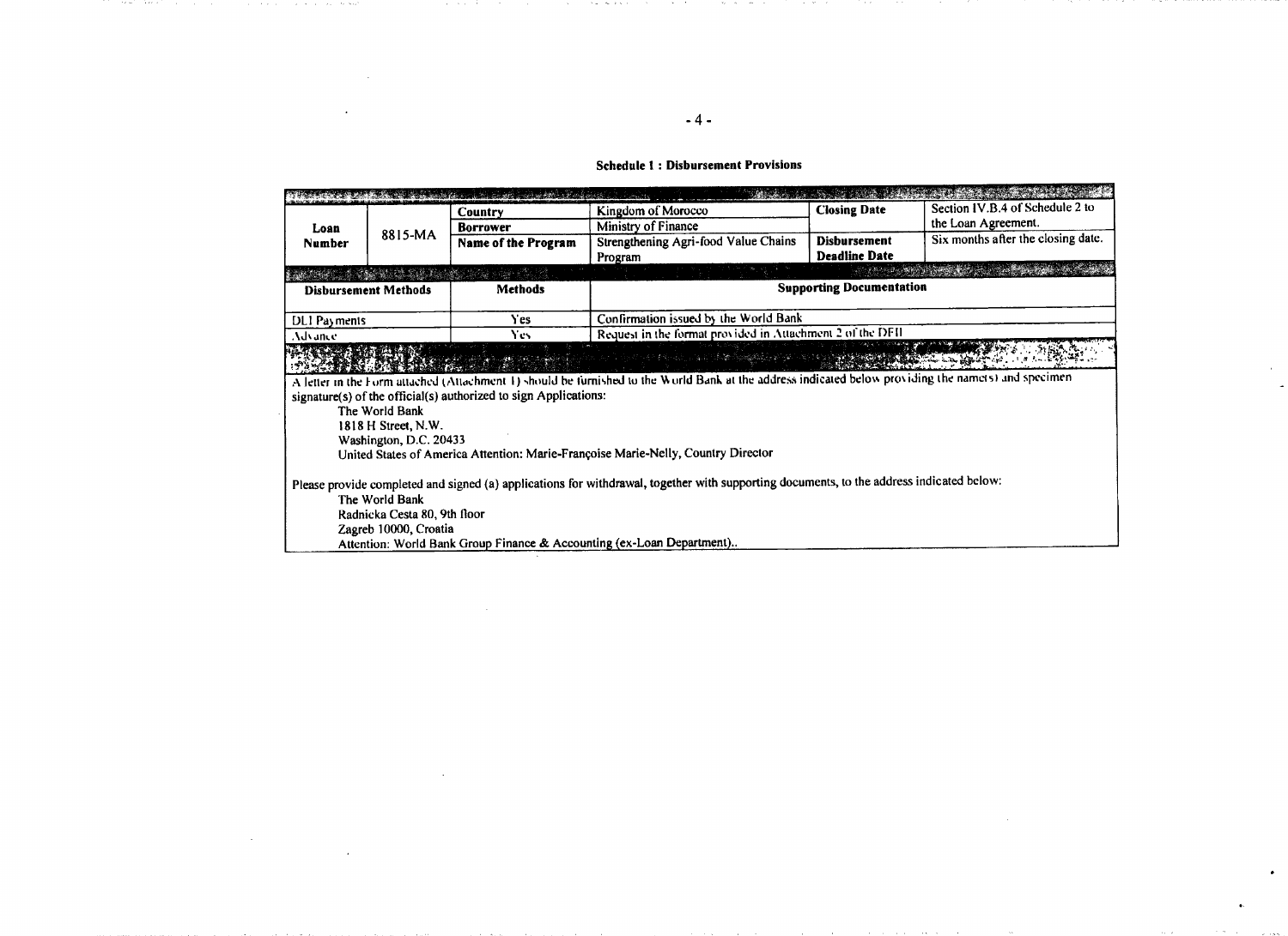**Schedule 1 : Disbursement Provisions**

| | | | | | |
|---|---|---|---|---|---|
| Loan Number | 8815-MA | Country | Kingdom of Morocco | Closing Date | Section IV.B.4 of Schedule 2 to the Loan Agreement. |
| | | Borrower | Ministry of Finance | | |
| | | Name of the Program | Strengthening Agri-food Value Chains Program | Disbursement Deadline Date | Six months after the closing date. |

| Disbursement Methods | Methods | Supporting Documentation |
|---|---|---|
| DLI Payments | Yes | Confirmation issued by the World Bank |
| Advance | Yes | Request in the format provided in Attachment 2 of the DFIL |

A letter in the Form attached (Attachment 1) should be furnished to the World Bank at the address indicated below providing the name(s) and specimen signature(s) of the official(s) authorized to sign Applications:

The World Bank
1818 H Street, N.W.
Washington, D.C. 20433
United States of America Attention: Marie-Françoise Marie-Nelly, Country Director

Please provide completed and signed (a) applications for withdrawal, together with supporting documents, to the address indicated below:

The World Bank
Radnicka Cesta 80, 9th floor
Zagreb 10000, Croatia
Attention: World Bank Group Finance & Accounting (ex-Loan Department)..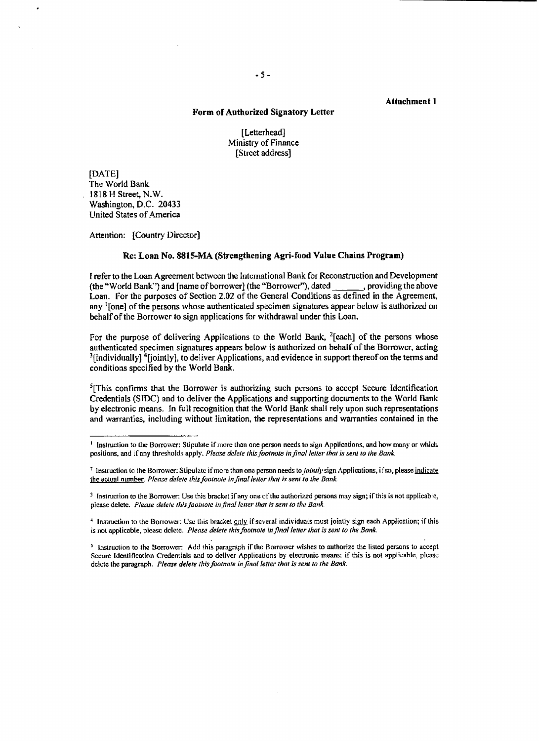**Attachment 1**

**Form of Authorized Signatory Letter**

[Letterhead]
Ministry of Finance
[Street address]

[DATE]
The World Bank
1818 H Street, N.W.
Washington, D.C. 20433
United States of America

Attention: [Country Director]

**Re: Loan No. 8815-MA (Strengthening Agri-food Value Chains Program)**

I refer to the Loan Agreement between the International Bank for Reconstruction and Development (the "World Bank") and [name of borrower] (the "Borrower"), dated \_\_\_\_\_\_\_, providing the above Loan. For the purposes of Section 2.02 of the General Conditions as defined in the Agreement, any [1][one] of the persons whose authenticated specimen signatures appear below is authorized on behalf of the Borrower to sign applications for withdrawal under this Loan.

For the purpose of delivering Applications to the World Bank, [2][each] of the persons whose authenticated specimen signatures appears below is authorized on behalf of the Borrower, acting [3][individually] [4][jointly], to deliver Applications, and evidence in support thereof on the terms and conditions specified by the World Bank.

[5][This confirms that the Borrower is authorizing such persons to accept Secure Identification Credentials (SIDC) and to deliver the Applications and supporting documents to the World Bank by electronic means. In full recognition that the World Bank shall rely upon such representations and warranties, including without limitation, the representations and warranties contained in the

---

[1] Instruction to the Borrower: Stipulate if more than one person needs to sign Applications, and how many or which positions, and if any thresholds apply. *Please delete this footnote in final letter that is sent to the Bank.*

[2] Instruction to the Borrower: Stipulate if more than one person needs to *jointly* sign Applications, if so, please indicate the actual number. *Please delete this footnote in final letter that is sent to the Bank.*

[3] Instruction to the Borrower: Use this bracket if any one of the authorized persons may sign; if this is not applicable, please delete. *Please delete this footnote in final letter that is sent to the Bank.*

[4] Instruction to the Borrower: Use this bracket only if several individuals must jointly sign each Application; if this is not applicable, please delete. *Please delete this footnote in final letter that is sent to the Bank.*

[5] Instruction to the Borrower: Add this paragraph if the Borrower wishes to authorize the listed persons to accept Secure Identification Credentials and to deliver Applications by electronic means; if this is not applicable, please delete the paragraph. *Please delete this footnote in final letter that is sent to the Bank.*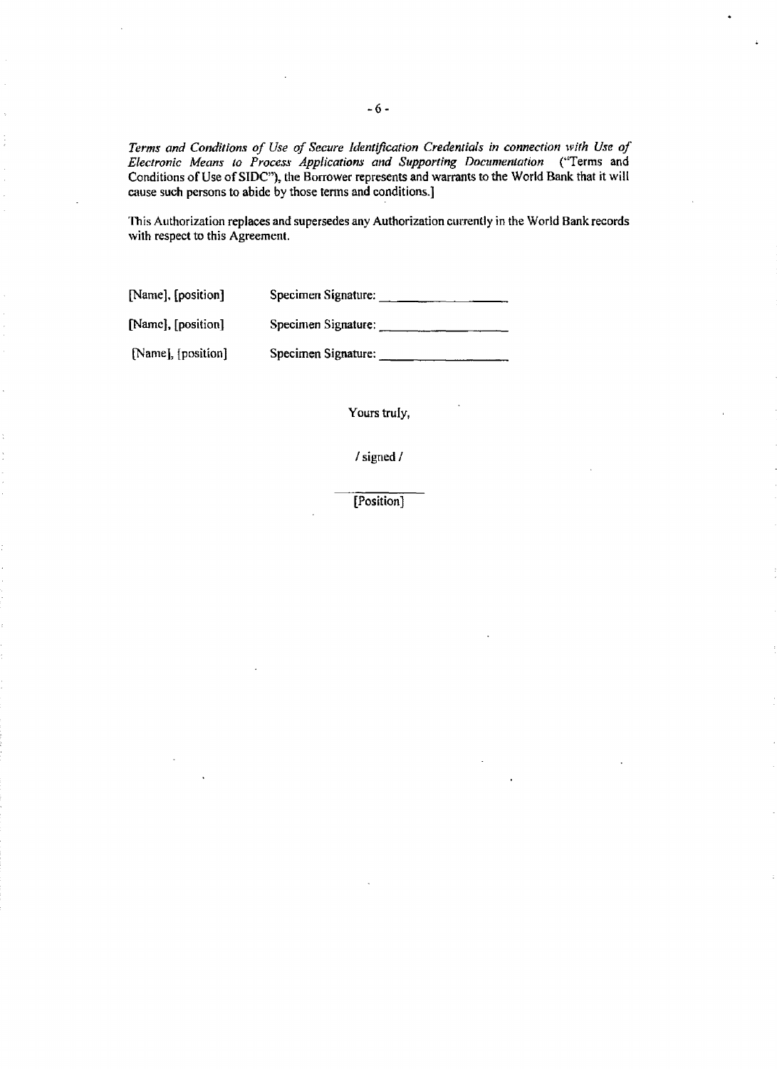*Terms and Conditions of Use of Secure Identification Credentials in connection with Use of Electronic Means to Process Applications and Supporting Documentation* ("Terms and Conditions of Use of SIDC"), the Borrower represents and warrants to the World Bank that it will cause such persons to abide by those terms and conditions.]

This Authorization replaces and supersedes any Authorization currently in the World Bank records with respect to this Agreement.

[Name], [position] Specimen Signature: ____________________

[Name], [position] Specimen Signature: ____________________

[Name], [position] Specimen Signature: ____________________

Yours truly,

/ signed /

____________

[Position]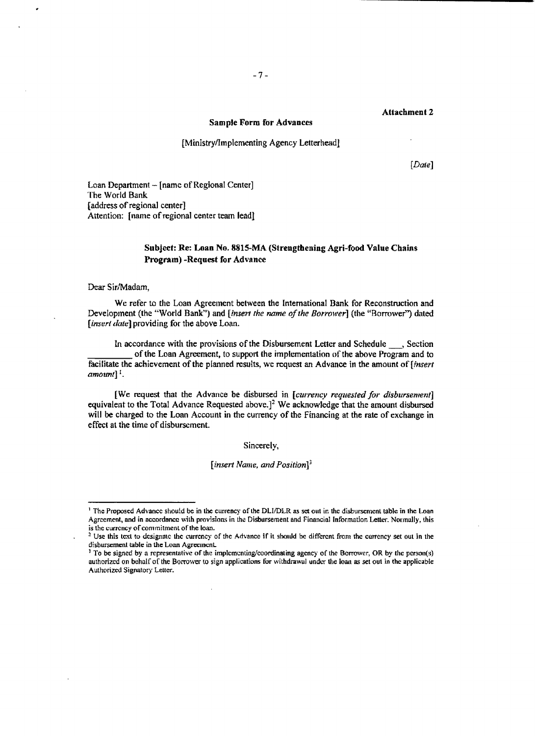**Attachment 2**

**Sample Form for Advances**

[Ministry/Implementing Agency Letterhead]

*[Date]*

Loan Department – [name of Regional Center]
The World Bank
[address of regional center]
Attention: [name of regional center team lead]

**Subject: Re: Loan No. 8815-MA (Strengthening Agri-food Value Chains Program) -Request for Advance**

Dear Sir/Madam,

We refer to the Loan Agreement between the International Bank for Reconstruction and Development (the "World Bank") and [*insert the name of the Borrower*] (the "Borrower") dated [*insert date*] providing for the above Loan.

In accordance with the provisions of the Disbursement Letter and Schedule ___, Section _________ of the Loan Agreement, to support the implementation of the above Program and to facilitate the achievement of the planned results, we request an Advance in the amount of [*insert amount*] [1].

[We request that the Advance be disbursed in [*currency requested for disbursement*] equivalent to the Total Advance Requested above.][2] We acknowledge that the amount disbursed will be charged to the Loan Account in the currency of the Financing at the rate of exchange in effect at the time of disbursement.

Sincerely,

[*insert Name, and Position*][3]

---

[1] The Proposed Advance should be in the currency of the DLI/DLR as set out in the disbursement table in the Loan Agreement, and in accordance with provisions in the Disbursement and Financial Information Letter. Normally, this is the currency of commitment of the loan.

[2] Use this text to designate the currency of the Advance if it should be different from the currency set out in the disbursement table in the Loan Agreement.

[3] To be signed by a representative of the implementing/coordinating agency of the Borrower, OR by the person(s) authorized on behalf of the Borrower to sign applications for withdrawal under the loan as set out in the applicable Authorized Signatory Letter.